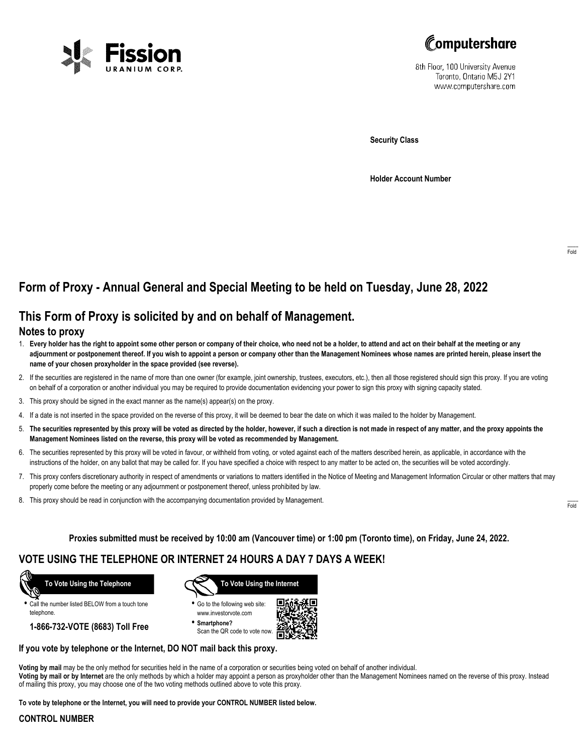Fission URANIUM CORP.

Computershare

8th Floor, 100 University Avenue
Toronto, Ontario M5J 2Y1
www.computershare.com

**Security Class**

**Holder Account Number**

Fold

# Form of Proxy - Annual General and Special Meeting to be held on Tuesday, June 28, 2022

## This Form of Proxy is solicited by and on behalf of Management.

### Notes to proxy

1. **Every holder has the right to appoint some other person or company of their choice, who need not be a holder, to attend and act on their behalf at the meeting or any adjournment or postponement thereof. If you wish to appoint a person or company other than the Management Nominees whose names are printed herein, please insert the name of your chosen proxyholder in the space provided (see reverse).**
2. If the securities are registered in the name of more than one owner (for example, joint ownership, trustees, executors, etc.), then all those registered should sign this proxy. If you are voting on behalf of a corporation or another individual you may be required to provide documentation evidencing your power to sign this proxy with signing capacity stated.
3. This proxy should be signed in the exact manner as the name(s) appear(s) on the proxy.
4. If a date is not inserted in the space provided on the reverse of this proxy, it will be deemed to bear the date on which it was mailed to the holder by Management.
5. **The securities represented by this proxy will be voted as directed by the holder, however, if such a direction is not made in respect of any matter, and the proxy appoints the Management Nominees listed on the reverse, this proxy will be voted as recommended by Management.**
6. The securities represented by this proxy will be voted in favour, or withheld from voting, or voted against each of the matters described herein, as applicable, in accordance with the instructions of the holder, on any ballot that may be called for. If you have specified a choice with respect to any matter to be acted on, the securities will be voted accordingly.
7. This proxy confers discretionary authority in respect of amendments or variations to matters identified in the Notice of Meeting and Management Information Circular or other matters that may properly come before the meeting or any adjournment or postponement thereof, unless prohibited by law.
8. This proxy should be read in conjunction with the accompanying documentation provided by Management.

Fold

**Proxies submitted must be received by 10:00 am (Vancouver time) or 1:00 pm (Toronto time), on Friday, June 24, 2022.**

## VOTE USING THE TELEPHONE OR INTERNET 24 HOURS A DAY 7 DAYS A WEEK!

**To Vote Using the Telephone**

- Call the number listed BELOW from a touch tone telephone.

**1-866-732-VOTE (8683) Toll Free**

**To Vote Using the Internet**

- Go to the following web site: www.investorvote.com
- **Smartphone?** Scan the QR code to vote now.

**If you vote by telephone or the Internet, DO NOT mail back this proxy.**

**Voting by mail** may be the only method for securities held in the name of a corporation or securities being voted on behalf of another individual.
**Voting by mail or by Internet** are the only methods by which a holder may appoint a person as proxyholder other than the Management Nominees named on the reverse of this proxy. Instead of mailing this proxy, you may choose one of the two voting methods outlined above to vote this proxy.

**To vote by telephone or the Internet, you will need to provide your CONTROL NUMBER listed below.**

**CONTROL NUMBER**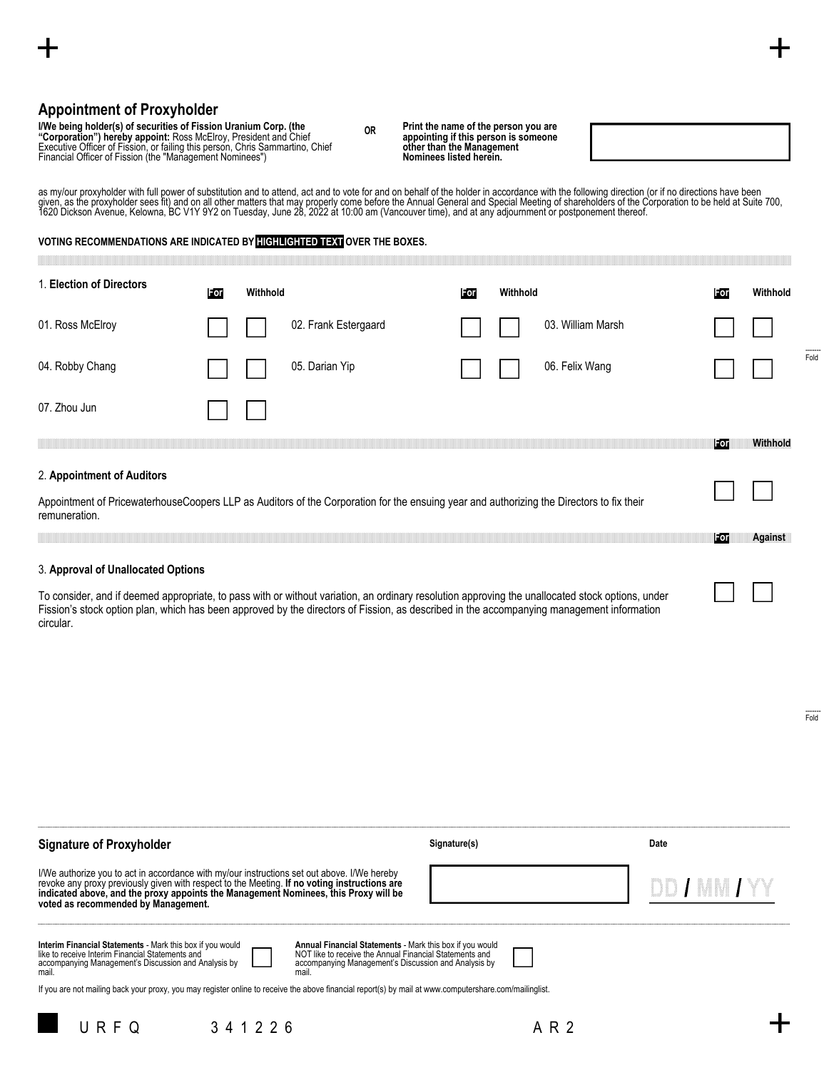## Appointment of Proxyholder

**I/We being holder(s) of securities of Fission Uranium Corp. (the "Corporation") hereby appoint:** Ross McElroy, President and Chief Executive Officer of Fission, or failing this person, Chris Sammartino, Chief Financial Officer of Fission (the "Management Nominees")

**OR**

**Print the name of the person you are appointing if this person is someone other than the Management Nominees listed herein.**

as my/our proxyholder with full power of substitution and to attend, act and to vote for and on behalf of the holder in accordance with the following direction (or if no directions have been given, as the proxyholder sees fit) and on all other matters that may properly come before the Annual General and Special Meeting of shareholders of the Corporation to be held at Suite 700, 1620 Dickson Avenue, Kelowna, BC V1Y 9Y2 on Tuesday, June 28, 2022 at 10:00 am (Vancouver time), and at any adjournment or postponement thereof.

**VOTING RECOMMENDATIONS ARE INDICATED BY HIGHLIGHTED TEXT OVER THE BOXES.**

### 1. Election of Directors

| | For | Withhold | | For | Withhold | | For | Withhold |
|---|---|---|---|---|---|---|---|---|
| 01. Ross McElroy | ☐ | ☐ | 02. Frank Estergaard | ☐ | ☐ | 03. William Marsh | ☐ | ☐ |
| 04. Robby Chang | ☐ | ☐ | 05. Darian Yip | ☐ | ☐ | 06. Felix Wang | ☐ | ☐ |
| 07. Zhou Jun | ☐ | ☐ | | | | | | |

### 2. Appointment of Auditors

| | For | Withhold |
|---|---|---|
| Appointment of PricewaterhouseCoopers LLP as Auditors of the Corporation for the ensuing year and authorizing the Directors to fix their remuneration. | ☐ | ☐ |

### 3. Approval of Unallocated Options

| | For | Against |
|---|---|---|
| To consider, and if deemed appropriate, to pass with or without variation, an ordinary resolution approving the unallocated stock options, under Fission's stock option plan, which has been approved by the directors of Fission, as described in the accompanying management information circular. | ☐ | ☐ |

## Signature of Proxyholder

I/We authorize you to act in accordance with my/our instructions set out above. I/We hereby revoke any proxy previously given with respect to the Meeting. **If no voting instructions are indicated above, and the proxy appoints the Management Nominees, this Proxy will be voted as recommended by Management.**

**Signature(s)**

**Date**

DD / MM / YY

**Interim Financial Statements** - Mark this box if you would like to receive Interim Financial Statements and accompanying Management's Discussion and Analysis by mail. ☐

**Annual Financial Statements** - Mark this box if you would NOT like to receive the Annual Financial Statements and accompanying Management's Discussion and Analysis by mail. ☐

If you are not mailing back your proxy, you may register online to receive the above financial report(s) by mail at www.computershare.com/mailinglist.

U R F Q 3 4 1 2 2 6 A R 2